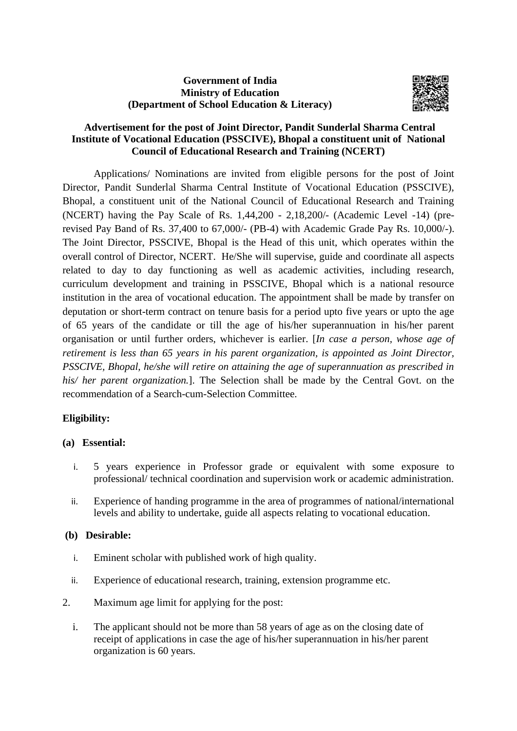**Government of India**
**Ministry of Education**
**(Department of School Education & Literacy)**

## Advertisement for the post of Joint Director, Pandit Sunderlal Sharma Central Institute of Vocational Education (PSSCIVE), Bhopal a constituent unit of National Council of Educational Research and Training (NCERT)

Applications/ Nominations are invited from eligible persons for the post of Joint Director, Pandit Sunderlal Sharma Central Institute of Vocational Education (PSSCIVE), Bhopal, a constituent unit of the National Council of Educational Research and Training (NCERT) having the Pay Scale of Rs. 1,44,200 - 2,18,200/- (Academic Level -14) (pre-revised Pay Band of Rs. 37,400 to 67,000/- (PB-4) with Academic Grade Pay Rs. 10,000/-). The Joint Director, PSSCIVE, Bhopal is the Head of this unit, which operates within the overall control of Director, NCERT. He/She will supervise, guide and coordinate all aspects related to day to day functioning as well as academic activities, including research, curriculum development and training in PSSCIVE, Bhopal which is a national resource institution in the area of vocational education. The appointment shall be made by transfer on deputation or short-term contract on tenure basis for a period upto five years or upto the age of 65 years of the candidate or till the age of his/her superannuation in his/her parent organisation or until further orders, whichever is earlier. [*In case a person, whose age of retirement is less than 65 years in his parent organization, is appointed as Joint Director, PSSCIVE, Bhopal, he/she will retire on attaining the age of superannuation as prescribed in his/ her parent organization.*]. The Selection shall be made by the Central Govt. on the recommendation of a Search-cum-Selection Committee.

**Eligibility:**

**(a) Essential:**

i. 5 years experience in Professor grade or equivalent with some exposure to professional/ technical coordination and supervision work or academic administration.

ii. Experience of handing programme in the area of programmes of national/international levels and ability to undertake, guide all aspects relating to vocational education.

**(b) Desirable:**

i. Eminent scholar with published work of high quality.

ii. Experience of educational research, training, extension programme etc.

2. Maximum age limit for applying for the post:

i. The applicant should not be more than 58 years of age as on the closing date of receipt of applications in case the age of his/her superannuation in his/her parent organization is 60 years.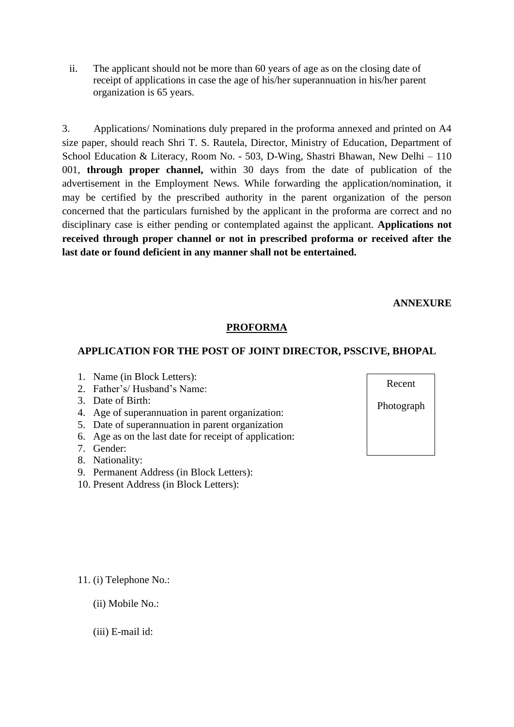ii. The applicant should not be more than 60 years of age as on the closing date of receipt of applications in case the age of his/her superannuation in his/her parent organization is 65 years.

3. Applications/ Nominations duly prepared in the proforma annexed and printed on A4 size paper, should reach Shri T. S. Rautela, Director, Ministry of Education, Department of School Education & Literacy, Room No. - 503, D-Wing, Shastri Bhawan, New Delhi – 110 001, **through proper channel,** within 30 days from the date of publication of the advertisement in the Employment News. While forwarding the application/nomination, it may be certified by the prescribed authority in the parent organization of the person concerned that the particulars furnished by the applicant in the proforma are correct and no disciplinary case is either pending or contemplated against the applicant. **Applications not received through proper channel or not in prescribed proforma or received after the last date or found deficient in any manner shall not be entertained.**

**ANNEXURE**

## PROFORMA

### APPLICATION FOR THE POST OF JOINT DIRECTOR, PSSCIVE, BHOPAL

| Recent Photograph |
|---|

1. Name (in Block Letters):
2. Father's/ Husband's Name:
3. Date of Birth:
4. Age of superannuation in parent organization:
5. Date of superannuation in parent organization
6. Age as on the last date for receipt of application:
7. Gender:
8. Nationality:
9. Permanent Address (in Block Letters):
10. Present Address (in Block Letters):

11. (i) Telephone No.:

    (ii) Mobile No.:

    (iii) E-mail id: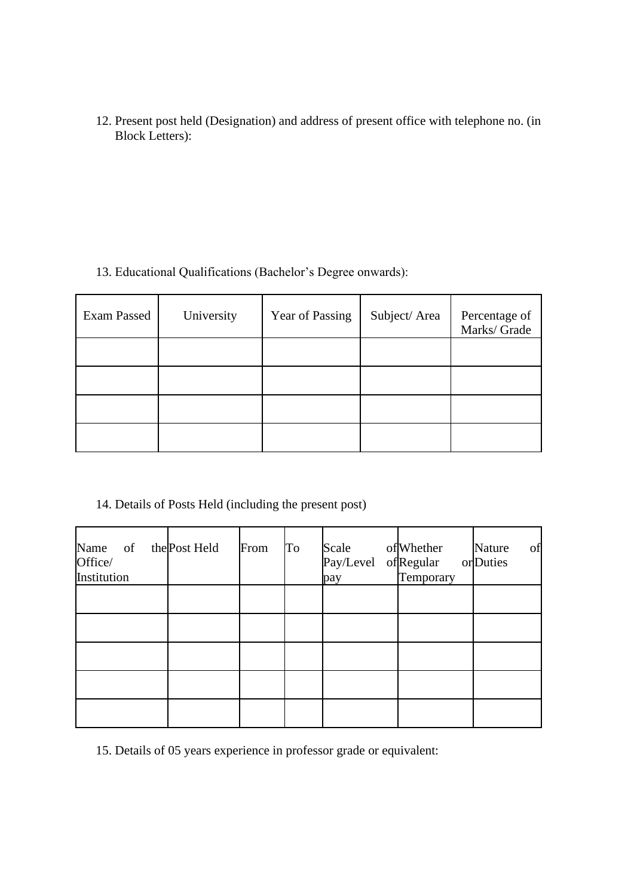12. Present post held (Designation) and address of present office with telephone no. (in Block Letters):

13. Educational Qualifications (Bachelor's Degree onwards):

| Exam Passed | University | Year of Passing | Subject/ Area | Percentage of Marks/ Grade |
|---|---|---|---|---|
| | | | | |
| | | | | |
| | | | | |
| | | | | |

14. Details of Posts Held (including the present post)

| Name of the Office/ Institution | Post Held | From | To | Scale of Pay/Level of pay | Whether Regular or Temporary | Nature of Duties |
|---|---|---|---|---|---|---|
| | | | | | | |
| | | | | | | |
| | | | | | | |
| | | | | | | |
| | | | | | | |

15. Details of 05 years experience in professor grade or equivalent: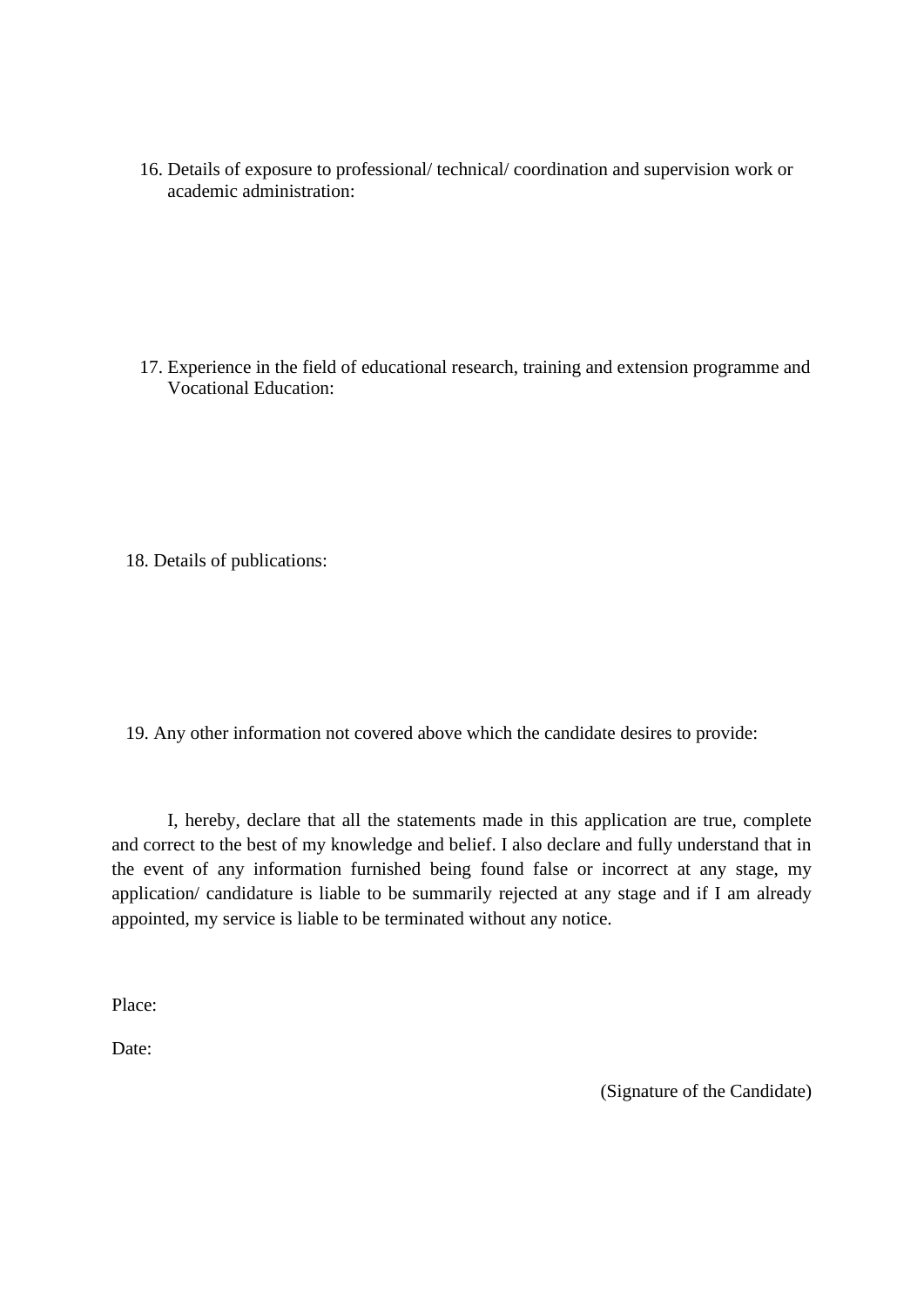16. Details of exposure to professional/ technical/ coordination and supervision work or academic administration:

17. Experience in the field of educational research, training and extension programme and Vocational Education:

18. Details of publications:

19. Any other information not covered above which the candidate desires to provide:

I, hereby, declare that all the statements made in this application are true, complete and correct to the best of my knowledge and belief. I also declare and fully understand that in the event of any information furnished being found false or incorrect at any stage, my application/ candidature is liable to be summarily rejected at any stage and if I am already appointed, my service is liable to be terminated without any notice.

Place:

Date:

(Signature of the Candidate)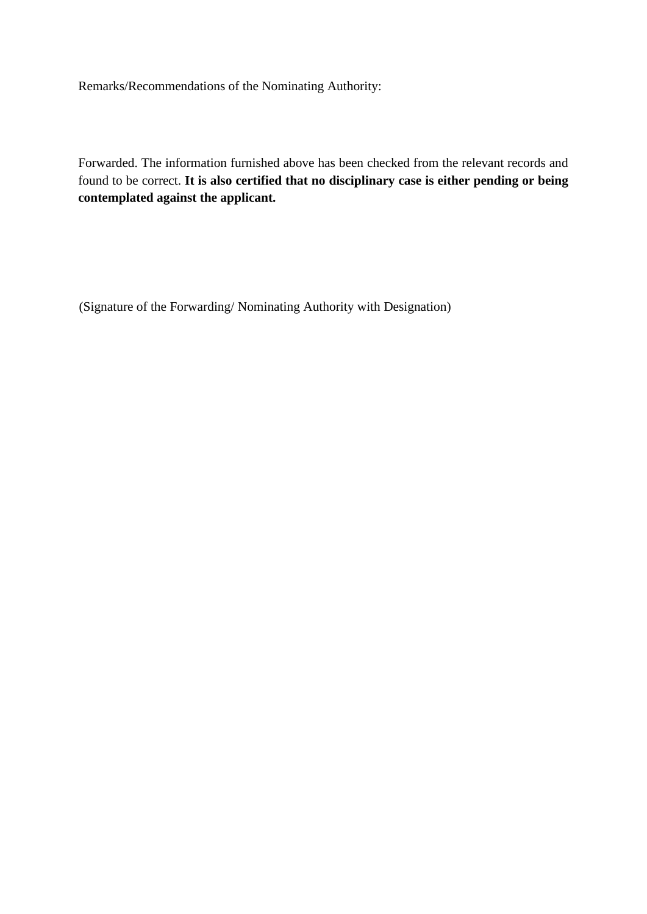Remarks/Recommendations of the Nominating Authority:

Forwarded. The information furnished above has been checked from the relevant records and found to be correct. **It is also certified that no disciplinary case is either pending or being contemplated against the applicant.**

(Signature of the Forwarding/ Nominating Authority with Designation)